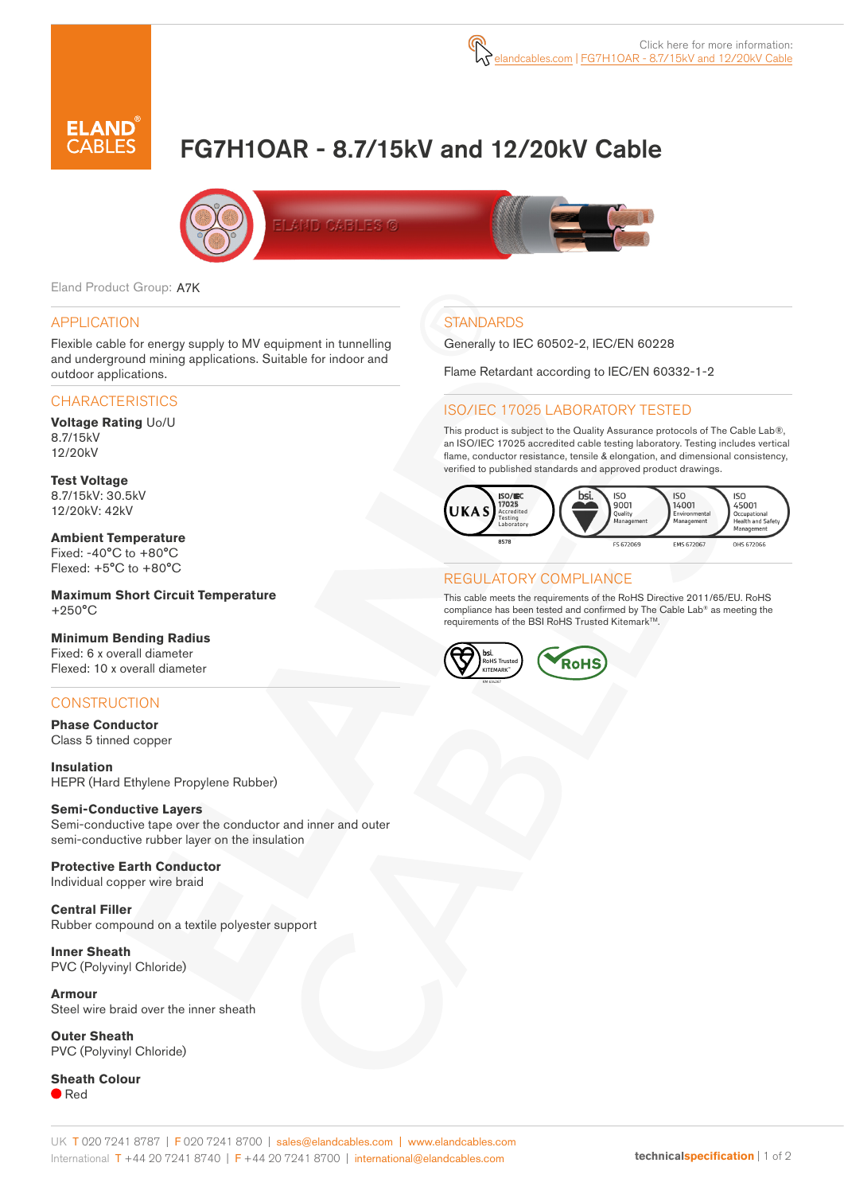Click here for more information: elandcables.com | FG7H1OAR - 8.7/15kV and 12/20kV Cable

# FG7H1OAR - 8.7/15kV and 12/20kV Cable

Eland Product Group: A7K

## APPLICATION

Flexible cable for energy supply to MV equipment in tunnelling and underground mining applications. Suitable for indoor and outdoor applications.

## CHARACTERISTICS

**Voltage Rating** Uo/U
8.7/15kV
12/20kV

**Test Voltage**
8.7/15kV: 30.5kV
12/20kV: 42kV

**Ambient Temperature**
Fixed: -40°C to +80°C
Flexed: +5°C to +80°C

**Maximum Short Circuit Temperature**
+250°C

**Minimum Bending Radius**
Fixed: 6 x overall diameter
Flexed: 10 x overall diameter

## CONSTRUCTION

**Phase Conductor**
Class 5 tinned copper

**Insulation**
HEPR (Hard Ethylene Propylene Rubber)

**Semi-Conductive Layers**
Semi-conductive tape over the conductor and inner and outer semi-conductive rubber layer on the insulation

**Protective Earth Conductor**
Individual copper wire braid

**Central Filler**
Rubber compound on a textile polyester support

**Inner Sheath**
PVC (Polyvinyl Chloride)

**Armour**
Steel wire braid over the inner sheath

**Outer Sheath**
PVC (Polyvinyl Chloride)

**Sheath Colour**
Red

## STANDARDS

Generally to IEC 60502-2, IEC/EN 60228

Flame Retardant according to IEC/EN 60332-1-2

## ISO/IEC 17025 LABORATORY TESTED

This product is subject to the Quality Assurance protocols of The Cable Lab®, an ISO/IEC 17025 accredited cable testing laboratory. Testing includes vertical flame, conductor resistance, tensile & elongation, and dimensional consistency, verified to published standards and approved product drawings.

UKAS ISO/IEC 17025 Accredited Testing Laboratory 8578 | bsi. ISO 9001 Quality Management FS 672069 | ISO 14001 Environmental Management EMS 672067 | ISO 45001 Occupational Health and Safety Management OHS 672066

## REGULATORY COMPLIANCE

This cable meets the requirements of the RoHS Directive 2011/65/EU. RoHS compliance has been tested and confirmed by The Cable Lab® as meeting the requirements of the BSI RoHS Trusted Kitemark™.

bsi. RoHS Trusted KITEMARK™ | RoHS

UK T 020 7241 8787 | F 020 7241 8700 | sales@elandcables.com | www.elandcables.com
International T +44 20 7241 8740 | F +44 20 7241 8700 | international@elandcables.com

technicalspecification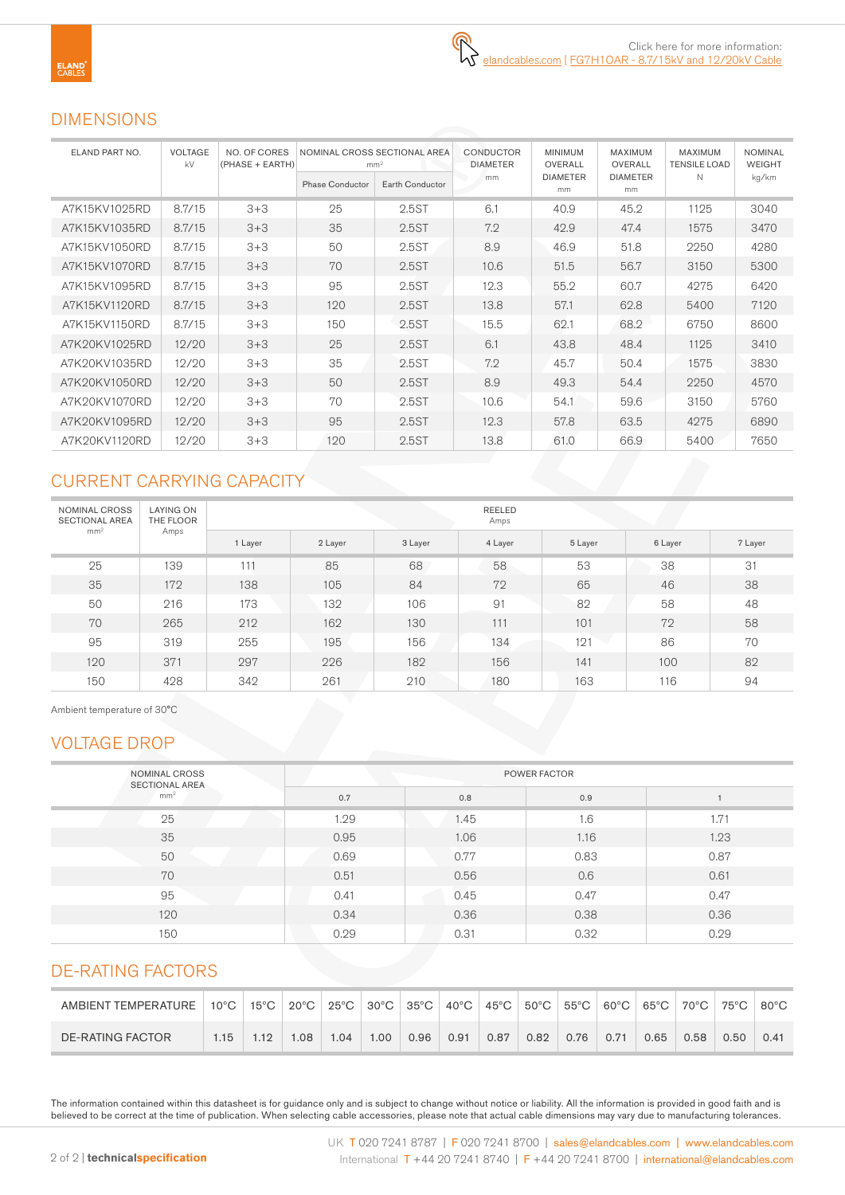Click here for more information: elandcables.com | FG7H1OAR - 8.7/15kV and 12/20kV Cable

## DIMENSIONS

| ELAND PART NO. | VOLTAGE kV | NO. OF CORES (PHASE + EARTH) | NOMINAL CROSS SECTIONAL AREA mm² | | CONDUCTOR DIAMETER mm | MINIMUM OVERALL DIAMETER mm | MAXIMUM OVERALL DIAMETER mm | MAXIMUM TENSILE LOAD N | NOMINAL WEIGHT kg/km |
|---|---|---|---|---|---|---|---|---|---|
| | | | Phase Conductor | Earth Conductor | | | | | |
| A7K15KV1025RD | 8.7/15 | 3+3 | 25 | 2.5ST | 6.1 | 40.9 | 45.2 | 1125 | 3040 |
| A7K15KV1035RD | 8.7/15 | 3+3 | 35 | 2.5ST | 7.2 | 42.9 | 47.4 | 1575 | 3470 |
| A7K15KV1050RD | 8.7/15 | 3+3 | 50 | 2.5ST | 8.9 | 46.9 | 51.8 | 2250 | 4280 |
| A7K15KV1070RD | 8.7/15 | 3+3 | 70 | 2.5ST | 10.6 | 51.5 | 56.7 | 3150 | 5300 |
| A7K15KV1095RD | 8.7/15 | 3+3 | 95 | 2.5ST | 12.3 | 55.2 | 60.7 | 4275 | 6420 |
| A7K15KV1120RD | 8.7/15 | 3+3 | 120 | 2.5ST | 13.8 | 57.1 | 62.8 | 5400 | 7120 |
| A7K15KV1150RD | 8.7/15 | 3+3 | 150 | 2.5ST | 15.5 | 62.1 | 68.2 | 6750 | 8600 |
| A7K20KV1025RD | 12/20 | 3+3 | 25 | 2.5ST | 6.1 | 43.8 | 48.4 | 1125 | 3410 |
| A7K20KV1035RD | 12/20 | 3+3 | 35 | 2.5ST | 7.2 | 45.7 | 50.4 | 1575 | 3830 |
| A7K20KV1050RD | 12/20 | 3+3 | 50 | 2.5ST | 8.9 | 49.3 | 54.4 | 2250 | 4570 |
| A7K20KV1070RD | 12/20 | 3+3 | 70 | 2.5ST | 10.6 | 54.1 | 59.6 | 3150 | 5760 |
| A7K20KV1095RD | 12/20 | 3+3 | 95 | 2.5ST | 12.3 | 57.8 | 63.5 | 4275 | 6890 |
| A7K20KV1120RD | 12/20 | 3+3 | 120 | 2.5ST | 13.8 | 61.0 | 66.9 | 5400 | 7650 |

## CURRENT CARRYING CAPACITY

| NOMINAL CROSS SECTIONAL AREA mm² | LAYING ON THE FLOOR Amps | REELED Amps | | | | | | |
|---|---|---|---|---|---|---|---|---|
| | | 1 Layer | 2 Layer | 3 Layer | 4 Layer | 5 Layer | 6 Layer | 7 Layer |
| 25 | 139 | 111 | 85 | 68 | 58 | 53 | 38 | 31 |
| 35 | 172 | 138 | 105 | 84 | 72 | 65 | 46 | 38 |
| 50 | 216 | 173 | 132 | 106 | 91 | 82 | 58 | 48 |
| 70 | 265 | 212 | 162 | 130 | 111 | 101 | 72 | 58 |
| 95 | 319 | 255 | 195 | 156 | 134 | 121 | 86 | 70 |
| 120 | 371 | 297 | 226 | 182 | 156 | 141 | 100 | 82 |
| 150 | 428 | 342 | 261 | 210 | 180 | 163 | 116 | 94 |

Ambient temperature of 30°C

## VOLTAGE DROP

| NOMINAL CROSS SECTIONAL AREA mm² | POWER FACTOR | | | |
|---|---|---|---|---|
| | 0.7 | 0.8 | 0.9 | 1 |
| 25 | 1.29 | 1.45 | 1.6 | 1.71 |
| 35 | 0.95 | 1.06 | 1.16 | 1.23 |
| 50 | 0.69 | 0.77 | 0.83 | 0.87 |
| 70 | 0.51 | 0.56 | 0.6 | 0.61 |
| 95 | 0.41 | 0.45 | 0.47 | 0.47 |
| 120 | 0.34 | 0.36 | 0.38 | 0.36 |
| 150 | 0.29 | 0.31 | 0.32 | 0.29 |

## DE-RATING FACTORS

| AMBIENT TEMPERATURE | 10°C | 15°C | 20°C | 25°C | 30°C | 35°C | 40°C | 45°C | 50°C | 55°C | 60°C | 65°C | 70°C | 75°C | 80°C |
|---|---|---|---|---|---|---|---|---|---|---|---|---|---|---|---|
| DE-RATING FACTOR | 1.15 | 1.12 | 1.08 | 1.04 | 1.00 | 0.96 | 0.91 | 0.87 | 0.82 | 0.76 | 0.71 | 0.65 | 0.58 | 0.50 | 0.41 |

The information contained within this datasheet is for guidance only and is subject to change without notice or liability. All the information is provided in good faith and is believed to be correct at the time of publication. When selecting cable accessories, please note that actual cable dimensions may vary due to manufacturing tolerances.

UK T 020 7241 8787 | F 020 7241 8700 | sales@elandcables.com | www.elandcables.com
International T +44 20 7241 8740 | F +44 20 7241 8700 | international@elandcables.com